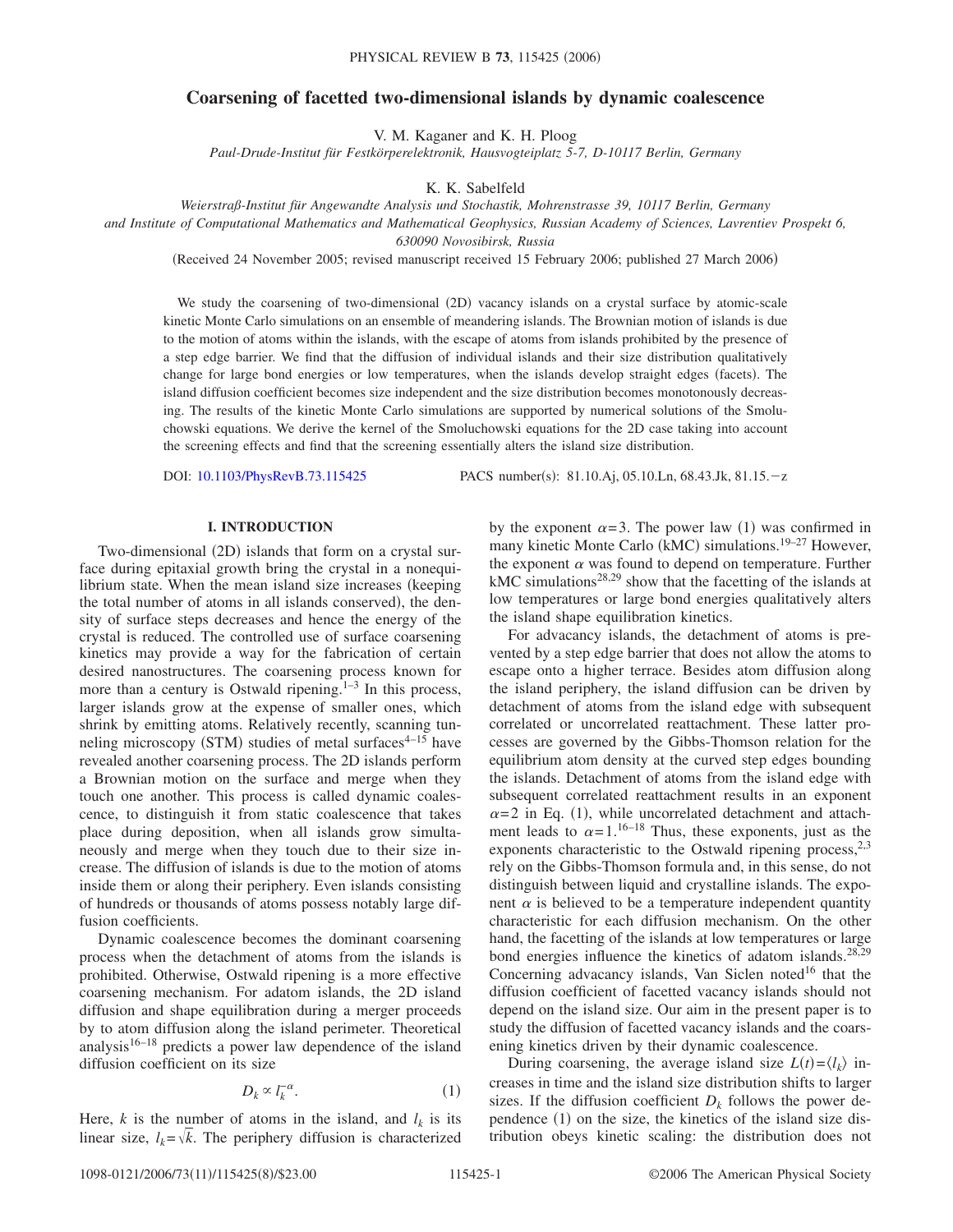# Coarsening of facetted two-dimensional islands by dynamic coalescence

V. M. Kaganer and K. H. Ploog

*Paul-Drude-Institut für Festkörperelektronik, Hausvogteiplatz 5-7, D-10117 Berlin, Germany*

K. K. Sabelfeld

*Weierstraß-Institut für Angewandte Analysis und Stochastik, Mohrenstrasse 39, 10117 Berlin, Germany and Institute of Computational Mathematics and Mathematical Geophysics, Russian Academy of Sciences, Lavrentiev Prospekt 6, 630090 Novosibirsk, Russia*

(Received 24 November 2005; revised manuscript received 15 February 2006; published 27 March 2006)

We study the coarsening of two-dimensional (2D) vacancy islands on a crystal surface by atomic-scale kinetic Monte Carlo simulations on an ensemble of meandering islands. The Brownian motion of islands is due to the motion of atoms within the islands, with the escape of atoms from islands prohibited by the presence of a step edge barrier. We find that the diffusion of individual islands and their size distribution qualitatively change for large bond energies or low temperatures, when the islands develop straight edges (facets). The island diffusion coefficient becomes size independent and the size distribution becomes monotonously decreasing. The results of the kinetic Monte Carlo simulations are supported by numerical solutions of the Smoluchowski equations. We derive the kernel of the Smoluchowski equations for the 2D case taking into account the screening effects and find that the screening essentially alters the island size distribution.

DOI: 10.1103/PhysRevB.73.115425 PACS number(s): 81.10.Aj, 05.10.Ln, 68.43.Jk, 81.15.−z

## I. INTRODUCTION

Two-dimensional (2D) islands that form on a crystal surface during epitaxial growth bring the crystal in a nonequilibrium state. When the mean island size increases (keeping the total number of atoms in all islands conserved), the density of surface steps decreases and hence the energy of the crystal is reduced. The controlled use of surface coarsening kinetics may provide a way for the fabrication of certain desired nanostructures. The coarsening process known for more than a century is Ostwald ripening.[1–3] In this process, larger islands grow at the expense of smaller ones, which shrink by emitting atoms. Relatively recently, scanning tunneling microscopy (STM) studies of metal surfaces[4–15] have revealed another coarsening process. The 2D islands perform a Brownian motion on the surface and merge when they touch one another. This process is called dynamic coalescence, to distinguish it from static coalescence that takes place during deposition, when all islands grow simultaneously and merge when they touch due to their size increase. The diffusion of islands is due to the motion of atoms inside them or along their periphery. Even islands consisting of hundreds or thousands of atoms possess notably large diffusion coefficients.

Dynamic coalescence becomes the dominant coarsening process when the detachment of atoms from the islands is prohibited. Otherwise, Ostwald ripening is a more effective coarsening mechanism. For adatom islands, the 2D island diffusion and shape equilibration during a merger proceeds by to atom diffusion along the island perimeter. Theoretical analysis[16–18] predicts a power law dependence of the island diffusion coefficient on its size

$$D_k \propto l_k^{-\alpha}. \tag{1}$$

Here, $k$ is the number of atoms in the island, and $l_k$ is its linear size, $l_k=\sqrt{k}$. The periphery diffusion is characterized by the exponent $\alpha=3$. The power law (1) was confirmed in many kinetic Monte Carlo (kMC) simulations.[19–27] However, the exponent $\alpha$ was found to depend on temperature. Further kMC simulations[28,29] show that the facetting of the islands at low temperatures or large bond energies qualitatively alters the island shape equilibration kinetics.

For advacancy islands, the detachment of atoms is prevented by a step edge barrier that does not allow the atoms to escape onto a higher terrace. Besides atom diffusion along the island periphery, the island diffusion can be driven by detachment of atoms from the island edge with subsequent correlated or uncorrelated reattachment. These latter processes are governed by the Gibbs-Thomson relation for the equilibrium atom density at the curved step edges bounding the islands. Detachment of atoms from the island edge with subsequent correlated reattachment results in an exponent $\alpha=2$ in Eq. (1), while uncorrelated detachment and attachment leads to $\alpha=1$.[16–18] Thus, these exponents, just as the exponents characteristic to the Ostwald ripening process,[2,3] rely on the Gibbs-Thomson formula and, in this sense, do not distinguish between liquid and crystalline islands. The exponent $\alpha$ is believed to be a temperature independent quantity characteristic for each diffusion mechanism. On the other hand, the facetting of the islands at low temperatures or large bond energies influence the kinetics of adatom islands.[28,29] Concerning advacancy islands, Van Siclen noted[16] that the diffusion coefficient of facetted vacancy islands should not depend on the island size. Our aim in the present paper is to study the diffusion of facetted vacancy islands and the coarsening kinetics driven by their dynamic coalescence.

During coarsening, the average island size $L(t)=\langle l_k \rangle$ increases in time and the island size distribution shifts to larger sizes. If the diffusion coefficient $D_k$ follows the power dependence (1) on the size, the kinetics of the island size distribution obeys kinetic scaling: the distribution does not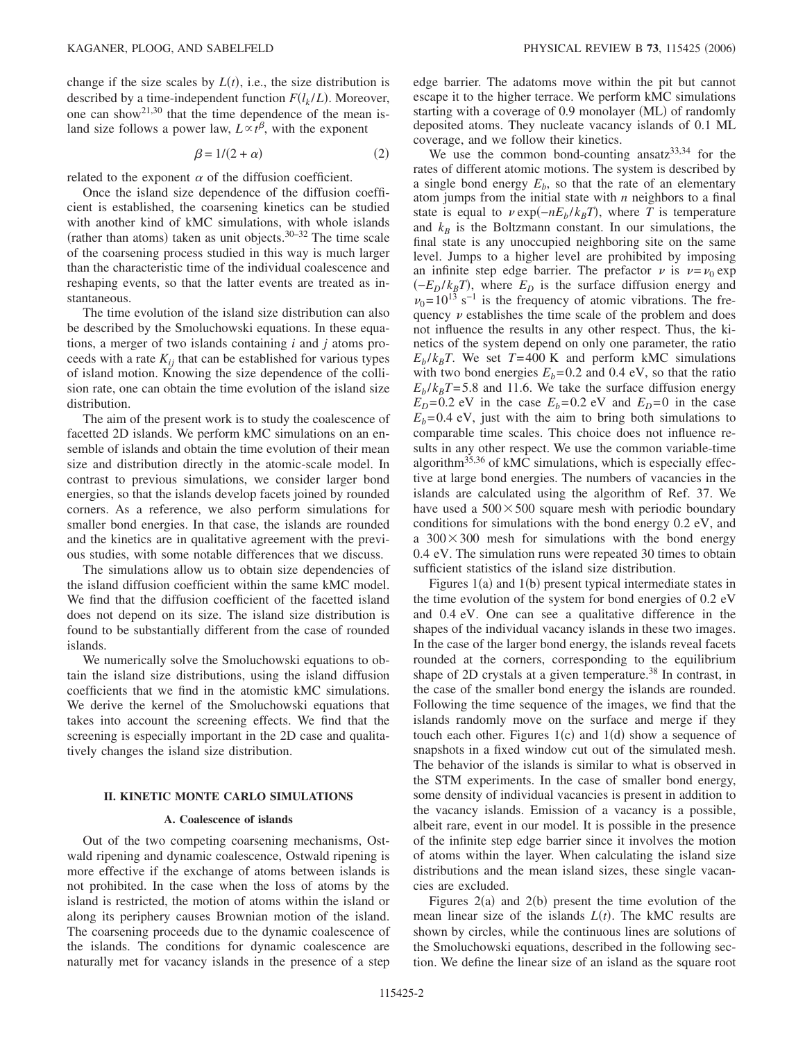change if the size scales by $L(t)$, i.e., the size distribution is described by a time-independent function $F(l_k/L)$. Moreover, one can show[21,30] that the time dependence of the mean island size follows a power law, $L \propto t^{\beta}$, with the exponent

$$\beta = 1/(2 + \alpha) \tag{2}$$

related to the exponent $\alpha$ of the diffusion coefficient.

Once the island size dependence of the diffusion coefficient is established, the coarsening kinetics can be studied with another kind of kMC simulations, with whole islands (rather than atoms) taken as unit objects.[30–32] The time scale of the coarsening process studied in this way is much larger than the characteristic time of the individual coalescence and reshaping events, so that the latter events are treated as instantaneous.

The time evolution of the island size distribution can also be described by the Smoluchowski equations. In these equations, a merger of two islands containing $i$ and $j$ atoms proceeds with a rate $K_{ij}$ that can be established for various types of island motion. Knowing the size dependence of the collision rate, one can obtain the time evolution of the island size distribution.

The aim of the present work is to study the coalescence of facetted 2D islands. We perform kMC simulations on an ensemble of islands and obtain the time evolution of their mean size and distribution directly in the atomic-scale model. In contrast to previous simulations, we consider larger bond energies, so that the islands develop facets joined by rounded corners. As a reference, we also perform simulations for smaller bond energies. In that case, the islands are rounded and the kinetics are in qualitative agreement with the previous studies, with some notable differences that we discuss.

The simulations allow us to obtain size dependencies of the island diffusion coefficient within the same kMC model. We find that the diffusion coefficient of the facetted island does not depend on its size. The island size distribution is found to be substantially different from the case of rounded islands.

We numerically solve the Smoluchowski equations to obtain the island size distributions, using the island diffusion coefficients that we find in the atomistic kMC simulations. We derive the kernel of the Smoluchowski equations that takes into account the screening effects. We find that the screening is especially important in the 2D case and qualitatively changes the island size distribution.

## II. KINETIC MONTE CARLO SIMULATIONS

### A. Coalescence of islands

Out of the two competing coarsening mechanisms, Ostwald ripening and dynamic coalescence, Ostwald ripening is more effective if the exchange of atoms between islands is not prohibited. In the case when the loss of atoms by the island is restricted, the motion of atoms within the island or along its periphery causes Brownian motion of the island. The coarsening proceeds due to the dynamic coalescence of the islands. The conditions for dynamic coalescence are naturally met for vacancy islands in the presence of a step edge barrier. The adatoms move within the pit but cannot escape it to the higher terrace. We perform kMC simulations starting with a coverage of 0.9 monolayer (ML) of randomly deposited atoms. They nucleate vacancy islands of 0.1 ML coverage, and we follow their kinetics.

We use the common bond-counting ansatz[33,34] for the rates of different atomic motions. The system is described by a single bond energy $E_b$, so that the rate of an elementary atom jumps from the initial state with $n$ neighbors to a final state is equal to $\nu \exp(-nE_b/k_BT)$, where $T$ is temperature and $k_B$ is the Boltzmann constant. In our simulations, the final state is any unoccupied neighboring site on the same level. Jumps to a higher level are prohibited by imposing an infinite step edge barrier. The prefactor $\nu$ is $\nu = \nu_0 \exp(-E_D/k_BT)$, where $E_D$ is the surface diffusion energy and $\nu_0 = 10^{13}\ \mathrm{s}^{-1}$ is the frequency of atomic vibrations. The frequency $\nu$ establishes the time scale of the problem and does not influence the results in any other respect. Thus, the kinetics of the system depend on only one parameter, the ratio $E_b/k_BT$. We set $T = 400$ K and perform kMC simulations with two bond energies $E_b = 0.2$ and 0.4 eV, so that the ratio $E_b/k_BT = 5.8$ and 11.6. We take the surface diffusion energy $E_D = 0.2$ eV in the case $E_b = 0.2$ eV and $E_D = 0$ in the case $E_b = 0.4$ eV, just with the aim to bring both simulations to comparable time scales. This choice does not influence results in any other respect. We use the common variable-time algorithm[35,36] of kMC simulations, which is especially effective at large bond energies. The numbers of vacancies in the islands are calculated using the algorithm of Ref. 37. We have used a $500 \times 500$ square mesh with periodic boundary conditions for simulations with the bond energy 0.2 eV, and a $300 \times 300$ mesh for simulations with the bond energy 0.4 eV. The simulation runs were repeated 30 times to obtain sufficient statistics of the island size distribution.

Figures 1(a) and 1(b) present typical intermediate states in the time evolution of the system for bond energies of 0.2 eV and 0.4 eV. One can see a qualitative difference in the shapes of the individual vacancy islands in these two images. In the case of the larger bond energy, the islands reveal facets rounded at the corners, corresponding to the equilibrium shape of 2D crystals at a given temperature.[38] In contrast, in the case of the smaller bond energy the islands are rounded. Following the time sequence of the images, we find that the islands randomly move on the surface and merge if they touch each other. Figures 1(c) and 1(d) show a sequence of snapshots in a fixed window cut out of the simulated mesh. The behavior of the islands is similar to what is observed in the STM experiments. In the case of smaller bond energy, some density of individual vacancies is present in addition to the vacancy islands. Emission of a vacancy is a possible, albeit rare, event in our model. It is possible in the presence of the infinite step edge barrier since it involves the motion of atoms within the layer. When calculating the island size distributions and the mean island sizes, these single vacancies are excluded.

Figures 2(a) and 2(b) present the time evolution of the mean linear size of the islands $L(t)$. The kMC results are shown by circles, while the continuous lines are solutions of the Smoluchowski equations, described in the following section. We define the linear size of an island as the square root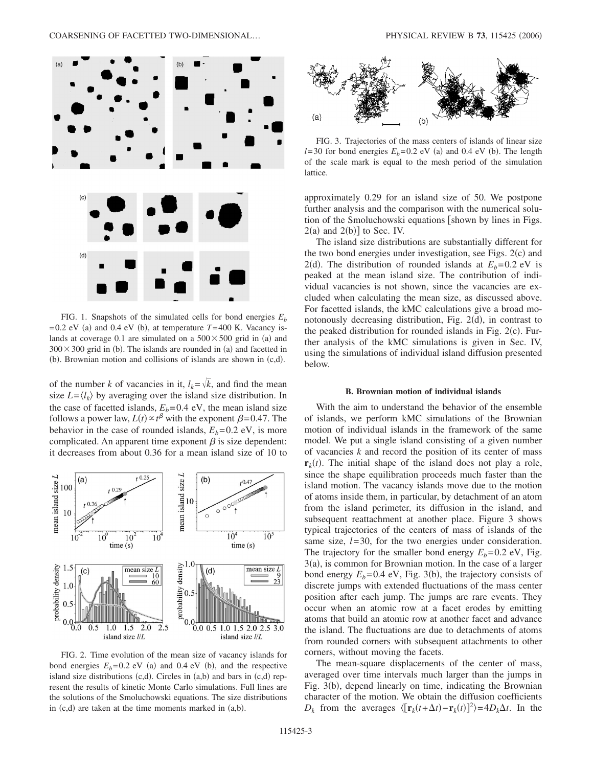FIG. 1. Snapshots of the simulated cells for bond energies $E_b$ =0.2 eV (a) and 0.4 eV (b), at temperature $T$=400 K. Vacancy islands at coverage 0.1 are simulated on a $500\times500$ grid in (a) and $300\times300$ grid in (b). The islands are rounded in (a) and facetted in (b). Brownian motion and collisions of islands are shown in (c,d).

of the number $k$ of vacancies in it, $l_k=\sqrt{k}$, and find the mean size $L=\langle l_k \rangle$ by averaging over the island size distribution. In the case of facetted islands, $E_b$=0.4 eV, the mean island size follows a power law, $L(t)\propto t^{\beta}$ with the exponent $\beta$=0.47. The behavior in the case of rounded islands, $E_b$=0.2 eV, is more complicated. An apparent time exponent $\beta$ is size dependent: it decreases from about 0.36 for a mean island size of 10 to approximately 0.29 for an island size of 50. We postpone further analysis and the comparison with the numerical solution of the Smoluchowski equations [shown by lines in Figs. 2(a) and 2(b)] to Sec. IV.

FIG. 2. Time evolution of the mean size of vacancy islands for bond energies $E_b$=0.2 eV (a) and 0.4 eV (b), and the respective island size distributions (c,d). Circles in (a,b) and bars in (c,d) represent the results of kinetic Monte Carlo simulations. Full lines are the solutions of the Smoluchowski equations. The size distributions in (c,d) are taken at the time moments marked in (a,b).

FIG. 3. Trajectories of the mass centers of islands of linear size $l$=30 for bond energies $E_b$=0.2 eV (a) and 0.4 eV (b). The length of the scale mark is equal to the mesh period of the simulation lattice.

The island size distributions are substantially different for the two bond energies under investigation, see Figs. 2(c) and 2(d). The distribution of rounded islands at $E_b$=0.2 eV is peaked at the mean island size. The contribution of individual vacancies is not shown, since the vacancies are excluded when calculating the mean size, as discussed above. For facetted islands, the kMC calculations give a broad monotonously decreasing distribution, Fig. 2(d), in contrast to the peaked distribution for rounded islands in Fig. 2(c). Further analysis of the kMC simulations is given in Sec. IV, using the simulations of individual island diffusion presented below.

### B. Brownian motion of individual islands

With the aim to understand the behavior of the ensemble of islands, we perform kMC simulations of the Brownian motion of individual islands in the framework of the same model. We put a single island consisting of a given number of vacancies $k$ and record the position of its center of mass $\mathbf{r}_k(t)$. The initial shape of the island does not play a role, since the shape equilibration proceeds much faster than the island motion. The vacancy islands move due to the motion of atoms inside them, in particular, by detachment of an atom from the island perimeter, its diffusion in the island, and subsequent reattachment at another place. Figure 3 shows typical trajectories of the centers of mass of islands of the same size, $l$=30, for the two energies under consideration. The trajectory for the smaller bond energy $E_b$=0.2 eV, Fig. 3(a), is common for Brownian motion. In the case of a larger bond energy $E_b$=0.4 eV, Fig. 3(b), the trajectory consists of discrete jumps with extended fluctuations of the mass center position after each jump. The jumps are rare events. They occur when an atomic row at a facet erodes by emitting atoms that build an atomic row at another facet and advance the island. The fluctuations are due to detachments of atoms from rounded corners with subsequent attachments to other corners, without moving the facets.

The mean-square displacements of the center of mass, averaged over time intervals much larger than the jumps in Fig. 3(b), depend linearly on time, indicating the Brownian character of the motion. We obtain the diffusion coefficients $D_k$ from the averages $\langle [\mathbf{r}_k(t+\Delta t)-\mathbf{r}_k(t)]^2\rangle = 4D_k\Delta t$. In the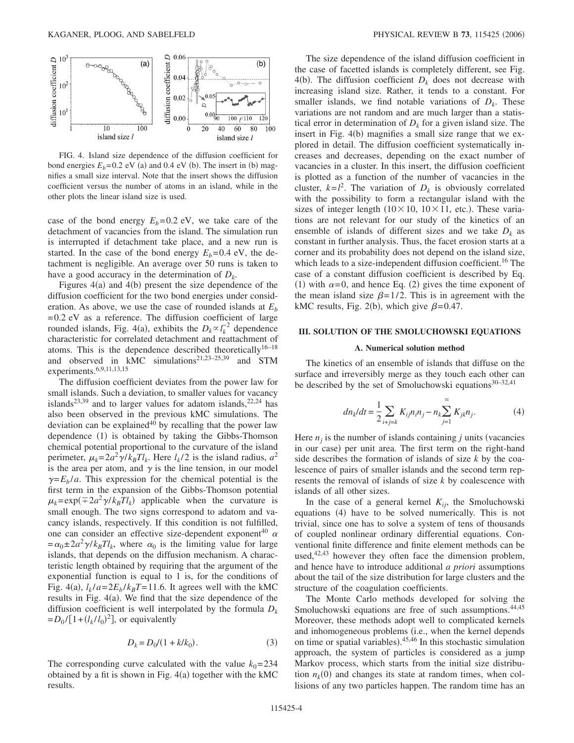FIG. 4. Island size dependence of the diffusion coefficient for bond energies $E_b$=0.2 eV (a) and 0.4 eV (b). The insert in (b) magnifies a small size interval. Note that the insert shows the diffusion coefficient versus the number of atoms in an island, while in the other plots the linear island size is used.

case of the bond energy $E_b$=0.2 eV, we take care of the detachment of vacancies from the island. The simulation run is interrupted if detachment take place, and a new run is started. In the case of the bond energy $E_b$=0.4 eV, the detachment is negligible. An average over 50 runs is taken to have a good accuracy in the determination of $D_k$.

Figures 4(a) and 4(b) present the size dependence of the diffusion coefficient for the two bond energies under consideration. As above, we use the case of rounded islands at $E_b$=0.2 eV as a reference. The diffusion coefficient of large rounded islands, Fig. 4(a), exhibits the $D_k \propto l_k^{-2}$ dependence characteristic for correlated detachment and reattachment of atoms. This is the dependence described theoretically[16–18] and observed in kMC simulations[21,23–25,39] and STM experiments.[6,9,11,13,15]

The diffusion coefficient deviates from the power law for small islands. Such a deviation, to smaller values for vacancy islands[23,39] and to larger values for adatom islands,[22,24] has also been observed in the previous kMC simulations. The deviation can be explained[40] by recalling that the power law dependence (1) is obtained by taking the Gibbs-Thomson chemical potential proportional to the curvature of the island perimeter, $\mu_k = 2a^2\gamma/k_BTl_k$. Here $l_k/2$ is the island radius, $a^2$ is the area per atom, and $\gamma$ is the line tension, in our model $\gamma = E_b/a$. This expression for the chemical potential is the first term in the expansion of the Gibbs-Thomson potential $\mu_k = \exp(\mp 2a^2\gamma/k_BTl_k)$ applicable when the curvature is small enough. The two signs correspond to adatom and vacancy islands, respectively. If this condition is not fulfilled, one can consider an effective size-dependent exponent[40] $\alpha = \alpha_0 \pm 2a^2\gamma/k_BTl_k$, where $\alpha_0$ is the limiting value for large islands, that depends on the diffusion mechanism. A characteristic length obtained by requiring that the argument of the exponential function is equal to 1 is, for the conditions of Fig. 4(a), $l_k/a = 2E_b/k_BT = 11.6$. It agrees well with the kMC results in Fig. 4(a). We find that the size dependence of the diffusion coefficient is well interpolated by the formula $D_k = D_0/[1+(l_k/l_0)^2]$, or equivalently

$$D_k = D_0/(1 + k/k_0). \tag{3}$$

The corresponding curve calculated with the value $k_0$=234 obtained by a fit is shown in Fig. 4(a) together with the kMC results.

The size dependence of the island diffusion coefficient in the case of facetted islands is completely different, see Fig. 4(b). The diffusion coefficient $D_k$ does not decrease with increasing island size. Rather, it tends to a constant. For smaller islands, we find notable variations of $D_k$. These variations are not random and are much larger than a statistical error in determination of $D_k$ for a given island size. The insert in Fig. 4(b) magnifies a small size range that we explored in detail. The diffusion coefficient systematically increases and decreases, depending on the exact number of vacancies in a cluster. In this insert, the diffusion coefficient is plotted as a function of the number of vacancies in the cluster, $k = l^2$. The variation of $D_k$ is obviously correlated with the possibility to form a rectangular island with the sizes of integer length ($10\times10$, $10\times11$, etc.). These variations are not relevant for our study of the kinetics of an ensemble of islands of different sizes and we take $D_k$ as constant in further analysis. Thus, the facet erosion starts at a corner and its probability does not depend on the island size, which leads to a size-independent diffusion coefficient.[16] The case of a constant diffusion coefficient is described by Eq. (1) with $\alpha$=0, and hence Eq. (2) gives the time exponent of the mean island size $\beta$=1/2. This is in agreement with the kMC results, Fig. 2(b), which give $\beta$=0.47.

## III. SOLUTION OF THE SMOLUCHOWSKI EQUATIONS

### A. Numerical solution method

The kinetics of an ensemble of islands that diffuse on the surface and irreversibly merge as they touch each other can be described by the set of Smoluchowski equations[30–32,41]

$$dn_k/dt = \frac{1}{2}\sum_{i+j=k} K_{ij}n_in_j - n_k\sum_{j=1}^{\infty} K_{jk}n_j. \tag{4}$$

Here $n_j$ is the number of islands containing $j$ units (vacancies in our case) per unit area. The first term on the right-hand side describes the formation of islands of size $k$ by the coalescence of pairs of smaller islands and the second term represents the removal of islands of size $k$ by coalescence with islands of all other sizes.

In the case of a general kernel $K_{ij}$, the Smoluchowski equations (4) have to be solved numerically. This is not trivial, since one has to solve a system of tens of thousands of coupled nonlinear ordinary differential equations. Conventional finite difference and finite element methods can be used,[42,43] however they often face the dimension problem, and hence have to introduce additional *a priori* assumptions about the tail of the size distribution for large clusters and the structure of the coagulation coefficients.

The Monte Carlo methods developed for solving the Smoluchowski equations are free of such assumptions.[44,45] Moreover, these methods adopt well to complicated kernels and inhomogeneous problems (i.e., when the kernel depends on time or spatial variables).[45,46] In this stochastic simulation approach, the system of particles is considered as a jump Markov process, which starts from the initial size distribution $n_k(0)$ and changes its state at random times, when collisions of any two particles happen. The random time has an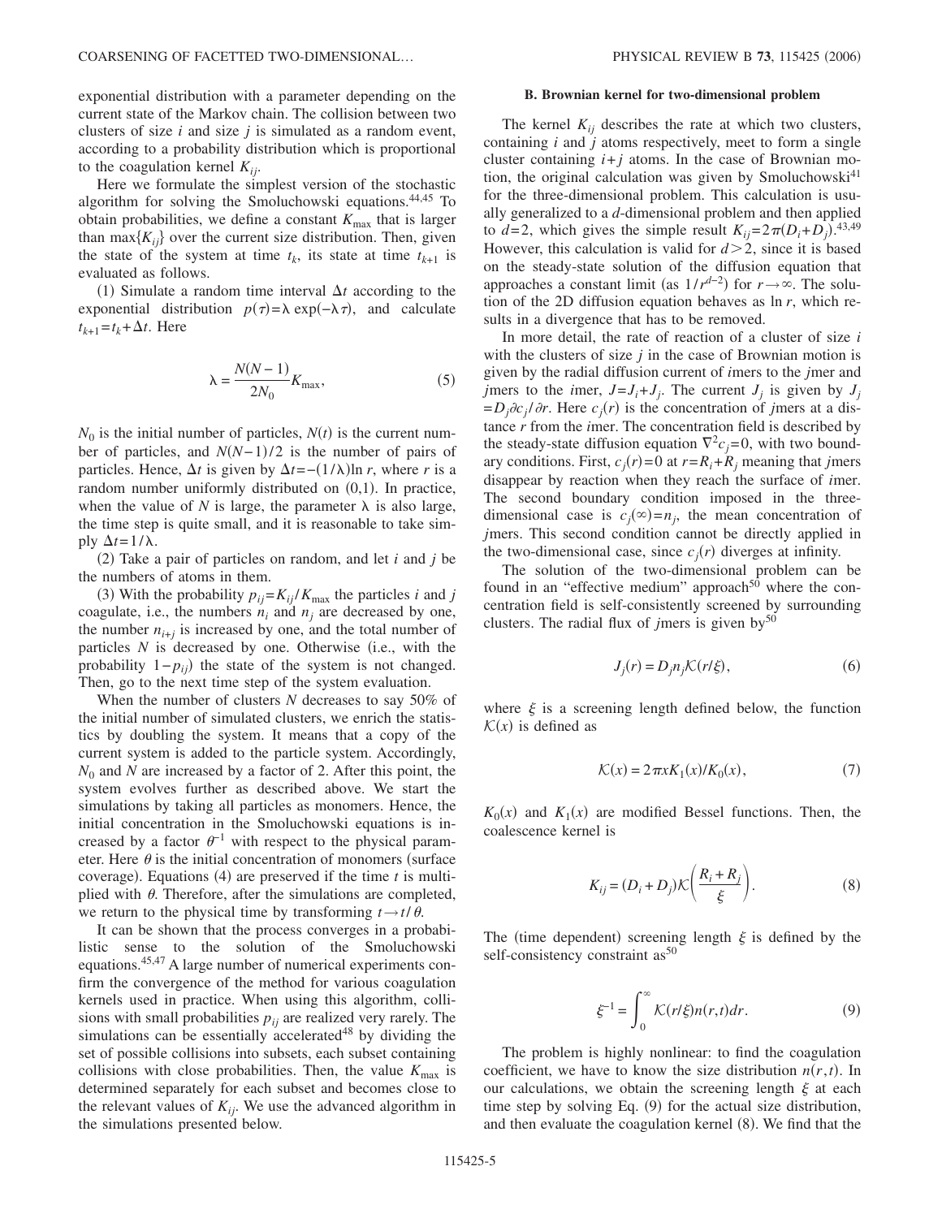exponential distribution with a parameter depending on the current state of the Markov chain. The collision between two clusters of size $i$ and size $j$ is simulated as a random event, according to a probability distribution which is proportional to the coagulation kernel $K_{ij}$.

Here we formulate the simplest version of the stochastic algorithm for solving the Smoluchowski equations.[44,45] To obtain probabilities, we define a constant $K_{\max}$ that is larger than $\max\{K_{ij}\}$ over the current size distribution. Then, given the state of the system at time $t_k$, its state at time $t_{k+1}$ is evaluated as follows.

(1) Simulate a random time interval $\Delta t$ according to the exponential distribution $p(\tau)=\lambda\exp(-\lambda\tau)$, and calculate $t_{k+1}=t_k+\Delta t$. Here

$$\lambda = \frac{N(N-1)}{2N_0}K_{\max}, \tag{5}$$

$N_0$ is the initial number of particles, $N(t)$ is the current number of particles, and $N(N-1)/2$ is the number of pairs of particles. Hence, $\Delta t$ is given by $\Delta t = -(1/\lambda)\ln r$, where $r$ is a random number uniformly distributed on $(0,1)$. In practice, when the value of $N$ is large, the parameter $\lambda$ is also large, the time step is quite small, and it is reasonable to take simply $\Delta t = 1/\lambda$.

(2) Take a pair of particles on random, and let $i$ and $j$ be the numbers of atoms in them.

(3) With the probability $p_{ij}=K_{ij}/K_{\max}$ the particles $i$ and $j$ coagulate, i.e., the numbers $n_i$ and $n_j$ are decreased by one, the number $n_{i+j}$ is increased by one, and the total number of particles $N$ is decreased by one. Otherwise (i.e., with the probability $1-p_{ij}$) the state of the system is not changed. Then, go to the next time step of the system evaluation.

When the number of clusters $N$ decreases to say 50% of the initial number of simulated clusters, we enrich the statistics by doubling the system. It means that a copy of the current system is added to the particle system. Accordingly, $N_0$ and $N$ are increased by a factor of 2. After this point, the system evolves further as described above. We start the simulations by taking all particles as monomers. Hence, the initial concentration in the Smoluchowski equations is increased by a factor $\theta^{-1}$ with respect to the physical parameter. Here $\theta$ is the initial concentration of monomers (surface coverage). Equations (4) are preserved if the time $t$ is multiplied with $\theta$. Therefore, after the simulations are completed, we return to the physical time by transforming $t \to t/\theta$.

It can be shown that the process converges in a probabilistic sense to the solution of the Smoluchowski equations.[45,47] A large number of numerical experiments confirm the convergence of the method for various coagulation kernels used in practice. When using this algorithm, collisions with small probabilities $p_{ij}$ are realized very rarely. The simulations can be essentially accelerated[48] by dividing the set of possible collisions into subsets, each subset containing collisions with close probabilities. Then, the value $K_{\max}$ is determined separately for each subset and becomes close to the relevant values of $K_{ij}$. We use the advanced algorithm in the simulations presented below.

### B. Brownian kernel for two-dimensional problem

The kernel $K_{ij}$ describes the rate at which two clusters, containing $i$ and $j$ atoms respectively, meet to form a single cluster containing $i+j$ atoms. In the case of Brownian motion, the original calculation was given by Smoluchowski[41] for the three-dimensional problem. This calculation is usually generalized to a $d$-dimensional problem and then applied to $d=2$, which gives the simple result $K_{ij}=2\pi(D_i+D_j)$.[43,49] However, this calculation is valid for $d>2$, since it is based on the steady-state solution of the diffusion equation that approaches a constant limit (as $1/r^{d-2}$) for $r\to\infty$. The solution of the 2D diffusion equation behaves as $\ln r$, which results in a divergence that has to be removed.

In more detail, the rate of reaction of a cluster of size $i$ with the clusters of size $j$ in the case of Brownian motion is given by the radial diffusion current of $i$mers to the $j$mer and $j$mers to the $i$mer, $J=J_i+J_j$. The current $J_j$ is given by $J_j = D_j \partial c_j/\partial r$. Here $c_j(r)$ is the concentration of $j$mers at a distance $r$ from the $i$mer. The concentration field is described by the steady-state diffusion equation $\nabla^2 c_j=0$, with two boundary conditions. First, $c_j(r)=0$ at $r=R_i+R_j$ meaning that $j$mers disappear by reaction when they reach the surface of $i$mer. The second boundary condition imposed in the three-dimensional case is $c_j(\infty)=n_j$, the mean concentration of $j$mers. This second condition cannot be directly applied in the two-dimensional case, since $c_j(r)$ diverges at infinity.

The solution of the two-dimensional problem can be found in an "effective medium" approach[50] where the concentration field is self-consistently screened by surrounding clusters. The radial flux of $j$mers is given by[50]

$$J_j(r) = D_j n_j \mathcal{K}(r/\xi), \tag{6}$$

where $\xi$ is a screening length defined below, the function $\mathcal{K}(x)$ is defined as

$$\mathcal{K}(x) = 2\pi x K_1(x)/K_0(x), \tag{7}$$

$K_0(x)$ and $K_1(x)$ are modified Bessel functions. Then, the coalescence kernel is

$$K_{ij} = (D_i+D_j)\mathcal{K}\left(\frac{R_i+R_j}{\xi}\right). \tag{8}$$

The (time dependent) screening length $\xi$ is defined by the self-consistency constraint as[50]

$$\xi^{-1} = \int_0^\infty \mathcal{K}(r/\xi)n(r,t)dr. \tag{9}$$

The problem is highly nonlinear: to find the coagulation coefficient, we have to know the size distribution $n(r,t)$. In our calculations, we obtain the screening length $\xi$ at each time step by solving Eq. (9) for the actual size distribution, and then evaluate the coagulation kernel (8). We find that the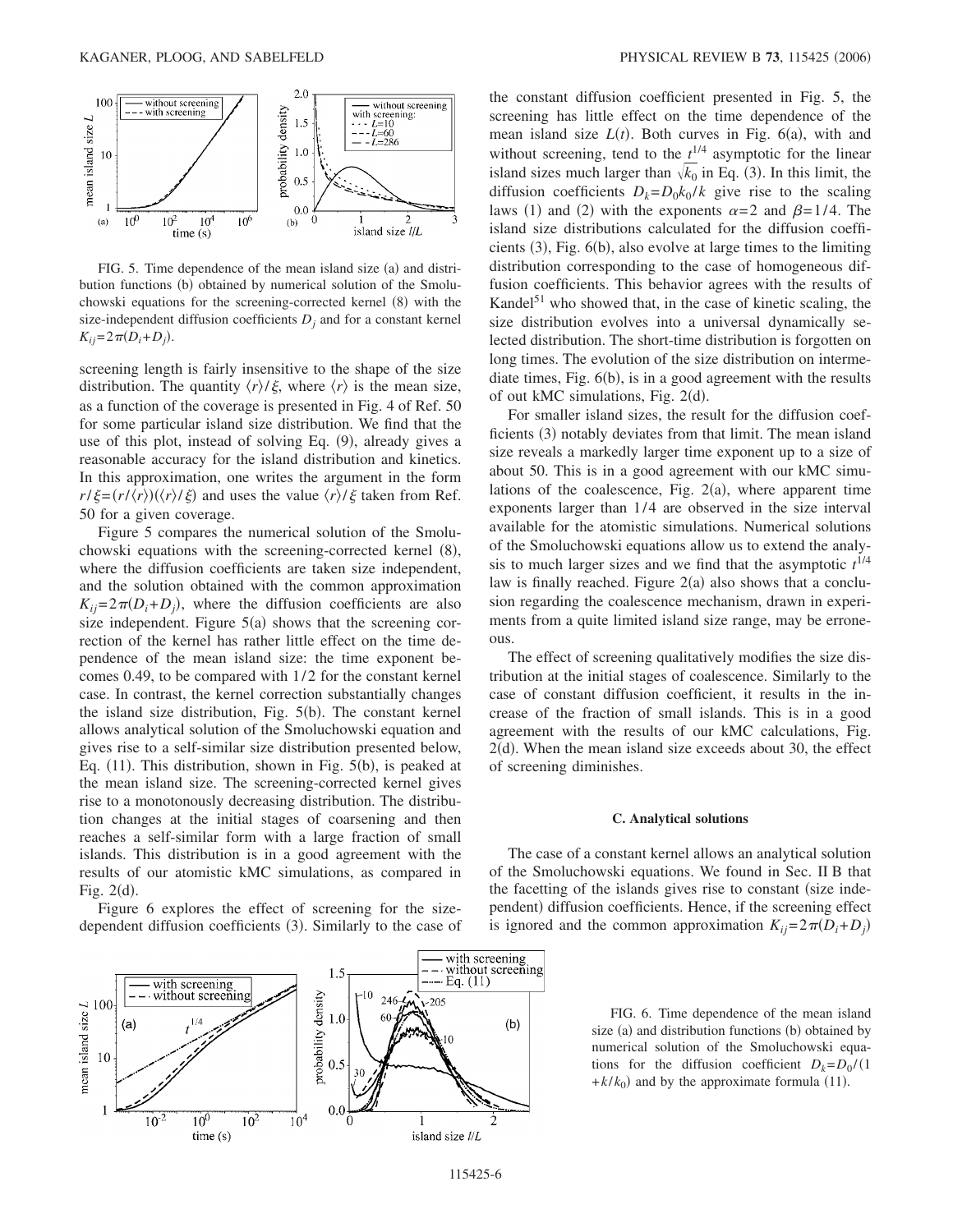FIG. 5. Time dependence of the mean island size (a) and distribution functions (b) obtained by numerical solution of the Smoluchowski equations for the screening-corrected kernel (8) with the size-independent diffusion coefficients $D_j$ and for a constant kernel $K_{ij}=2\pi(D_i+D_j)$.

screening length is fairly insensitive to the shape of the size distribution. The quantity $\langle r\rangle/\xi$, where $\langle r\rangle$ is the mean size, as a function of the coverage is presented in Fig. 4 of Ref. 50 for some particular island size distribution. We find that the use of this plot, instead of solving Eq. (9), already gives a reasonable accuracy for the island distribution and kinetics. In this approximation, one writes the argument in the form $r/\xi=(r/\langle r\rangle)(\langle r\rangle/\xi)$ and uses the value $\langle r\rangle/\xi$ taken from Ref. 50 for a given coverage.

Figure 5 compares the numerical solution of the Smoluchowski equations with the screening-corrected kernel (8), where the diffusion coefficients are taken size independent, and the solution obtained with the common approximation $K_{ij}=2\pi(D_i+D_j)$, where the diffusion coefficients are also size independent. Figure 5(a) shows that the screening correction of the kernel has rather little effect on the time dependence of the mean island size: the time exponent becomes 0.49, to be compared with 1/2 for the constant kernel case. In contrast, the kernel correction substantially changes the island size distribution, Fig. 5(b). The constant kernel allows analytical solution of the Smoluchowski equation and gives rise to a self-similar size distribution presented below, Eq. (11). This distribution, shown in Fig. 5(b), is peaked at the mean island size. The screening-corrected kernel gives rise to a monotonously decreasing distribution. The distribution changes at the initial stages of coarsening and then reaches a self-similar form with a large fraction of small islands. This distribution is in a good agreement with the results of our atomistic kMC simulations, as compared in Fig. 2(d).

Figure 6 explores the effect of screening for the size-dependent diffusion coefficients (3). Similarly to the case of the constant diffusion coefficient presented in Fig. 5, the screening has little effect on the time dependence of the mean island size $L(t)$. Both curves in Fig. 6(a), with and without screening, tend to the $t^{1/4}$ asymptotic for the linear island sizes much larger than $\sqrt{k_0}$ in Eq. (3). In this limit, the diffusion coefficients $D_k=D_0k_0/k$ give rise to the scaling laws (1) and (2) with the exponents $\alpha=2$ and $\beta=1/4$. The island size distributions calculated for the diffusion coefficients (3), Fig. 6(b), also evolve at large times to the limiting distribution corresponding to the case of homogeneous diffusion coefficients. This behavior agrees with the results of Kandel[51] who showed that, in the case of kinetic scaling, the size distribution evolves into a universal dynamically selected distribution. The short-time distribution is forgotten on long times. The evolution of the size distribution on intermediate times, Fig. 6(b), is in a good agreement with the results of out kMC simulations, Fig. 2(d).

For smaller island sizes, the result for the diffusion coefficients (3) notably deviates from that limit. The mean island size reveals a markedly larger time exponent up to a size of about 50. This is in a good agreement with our kMC simulations of the coalescence, Fig. 2(a), where apparent time exponents larger than 1/4 are observed in the size interval available for the atomistic simulations. Numerical solutions of the Smoluchowski equations allow us to extend the analysis to much larger sizes and we find that the asymptotic $t^{1/4}$ law is finally reached. Figure 2(a) also shows that a conclusion regarding the coalescence mechanism, drawn in experiments from a quite limited island size range, may be erroneous.

The effect of screening qualitatively modifies the size distribution at the initial stages of coalescence. Similarly to the case of constant diffusion coefficient, it results in the increase of the fraction of small islands. This is in a good agreement with the results of our kMC calculations, Fig. 2(d). When the mean island size exceeds about 30, the effect of screening diminishes.

### C. Analytical solutions

The case of a constant kernel allows an analytical solution of the Smoluchowski equations. We found in Sec. II B that the facetting of the islands gives rise to constant (size independent) diffusion coefficients. Hence, if the screening effect is ignored and the common approximation $K_{ij}=2\pi(D_i+D_j)$

FIG. 6. Time dependence of the mean island size (a) and distribution functions (b) obtained by numerical solution of the Smoluchowski equations for the diffusion coefficient $D_k=D_0/(1+k/k_0)$ and by the approximate formula (11).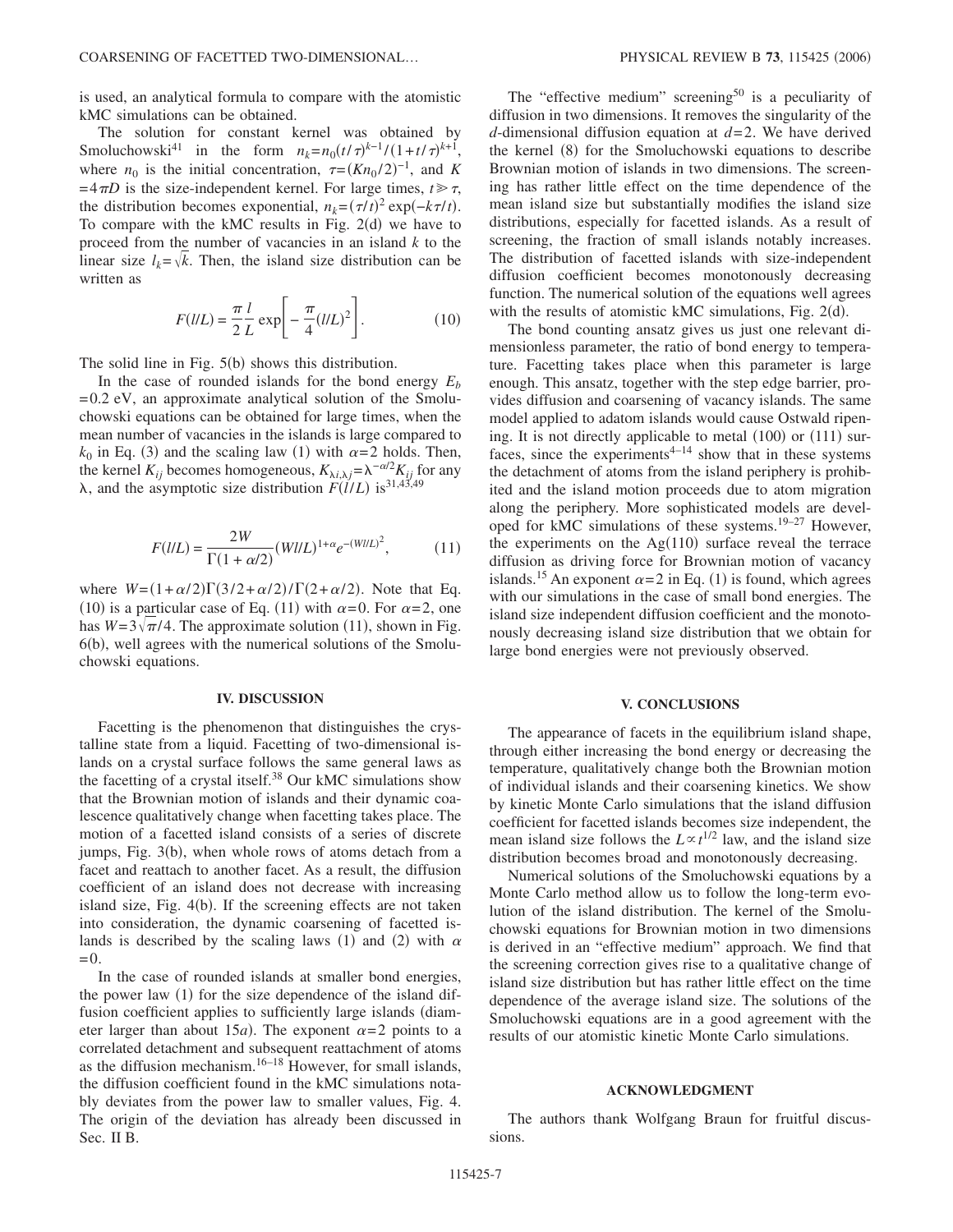is used, an analytical formula to compare with the atomistic kMC simulations can be obtained.

The solution for constant kernel was obtained by Smoluchowski[41] in the form $n_k = n_0 (t/\tau)^{k-1}/(1+t/\tau)^{k+1}$, where $n_0$ is the initial concentration, $\tau = (K n_0/2)^{-1}$, and $K = 4\pi D$ is the size-independent kernel. For large times, $t \gg \tau$, the distribution becomes exponential, $n_k = (\tau/t)^2 \exp(-k\tau/t)$. To compare with the kMC results in Fig. 2(d) we have to proceed from the number of vacancies in an island $k$ to the linear size $l_k = \sqrt{k}$. Then, the island size distribution can be written as

$$F(l/L) = \frac{\pi}{2}\frac{l}{L} \exp\left[ -\frac{\pi}{4}(l/L)^2 \right]. \tag{10}$$

The solid line in Fig. 5(b) shows this distribution.

In the case of rounded islands for the bond energy $E_b = 0.2$ eV, an approximate analytical solution of the Smoluchowski equations can be obtained for large times, when the mean number of vacancies in the islands is large compared to $k_0$ in Eq. (3) and the scaling law (1) with $\alpha = 2$ holds. Then, the kernel $K_{ij}$ becomes homogeneous, $K_{\lambda i, \lambda j} = \lambda^{-\alpha/2} K_{ij}$ for any $\lambda$, and the asymptotic size distribution $F(l/L)$ is[31,43,49]

$$F(l/L) = \frac{2W}{\Gamma(1+\alpha/2)} (Wl/L)^{1+\alpha} e^{-(Wl/L)^2}, \tag{11}$$

where $W = (1+\alpha/2)\Gamma(3/2+\alpha/2)/\Gamma(2+\alpha/2)$. Note that Eq. (10) is a particular case of Eq. (11) with $\alpha = 0$. For $\alpha = 2$, one has $W = 3\sqrt{\pi}/4$. The approximate solution (11), shown in Fig. 6(b), well agrees with the numerical solutions of the Smoluchowski equations.

## IV. DISCUSSION

Facetting is the phenomenon that distinguishes the crystalline state from a liquid. Facetting of two-dimensional islands on a crystal surface follows the same general laws as the facetting of a crystal itself.[38] Our kMC simulations show that the Brownian motion of islands and their dynamic coalescence qualitatively change when facetting takes place. The motion of a facetted island consists of a series of discrete jumps, Fig. 3(b), when whole rows of atoms detach from a facet and reattach to another facet. As a result, the diffusion coefficient of an island does not decrease with increasing island size, Fig. 4(b). If the screening effects are not taken into consideration, the dynamic coarsening of facetted islands is described by the scaling laws (1) and (2) with $\alpha = 0$.

In the case of rounded islands at smaller bond energies, the power law (1) for the size dependence of the island diffusion coefficient applies to sufficiently large islands (diameter larger than about $15a$). The exponent $\alpha = 2$ points to a correlated detachment and subsequent reattachment of atoms as the diffusion mechanism.[16–18] However, for small islands, the diffusion coefficient found in the kMC simulations notably deviates from the power law to smaller values, Fig. 4. The origin of the deviation has already been discussed in Sec. II B.

The "effective medium" screening[50] is a peculiarity of diffusion in two dimensions. It removes the singularity of the $d$-dimensional diffusion equation at $d=2$. We have derived the kernel (8) for the Smoluchowski equations to describe Brownian motion of islands in two dimensions. The screening has rather little effect on the time dependence of the mean island size but substantially modifies the island size distributions, especially for facetted islands. As a result of screening, the fraction of small islands notably increases. The distribution of facetted islands with size-independent diffusion coefficient becomes monotonously decreasing function. The numerical solution of the equations well agrees with the results of atomistic kMC simulations, Fig. 2(d).

The bond counting ansatz gives us just one relevant dimensionless parameter, the ratio of bond energy to temperature. Facetting takes place when this parameter is large enough. This ansatz, together with the step edge barrier, provides diffusion and coarsening of vacancy islands. The same model applied to adatom islands would cause Ostwald ripening. It is not directly applicable to metal (100) or (111) surfaces, since the experiments[4–14] show that in these systems the detachment of atoms from the island periphery is prohibited and the island motion proceeds due to atom migration along the periphery. More sophisticated models are developed for kMC simulations of these systems.[19–27] However, the experiments on the Ag(110) surface reveal the terrace diffusion as driving force for Brownian motion of vacancy islands.[15] An exponent $\alpha = 2$ in Eq. (1) is found, which agrees with our simulations in the case of small bond energies. The island size independent diffusion coefficient and the monotonously decreasing island size distribution that we obtain for large bond energies were not previously observed.

## V. CONCLUSIONS

The appearance of facets in the equilibrium island shape, through either increasing the bond energy or decreasing the temperature, qualitatively change both the Brownian motion of individual islands and their coarsening kinetics. We show by kinetic Monte Carlo simulations that the island diffusion coefficient for facetted islands becomes size independent, the mean island size follows the $L \propto t^{1/2}$ law, and the island size distribution becomes broad and monotonously decreasing.

Numerical solutions of the Smoluchowski equations by a Monte Carlo method allow us to follow the long-term evolution of the island distribution. The kernel of the Smoluchowski equations for Brownian motion in two dimensions is derived in an "effective medium" approach. We find that the screening correction gives rise to a qualitative change of island size distribution but has rather little effect on the time dependence of the average island size. The solutions of the Smoluchowski equations are in a good agreement with the results of our atomistic kinetic Monte Carlo simulations.

## ACKNOWLEDGMENT

The authors thank Wolfgang Braun for fruitful discussions.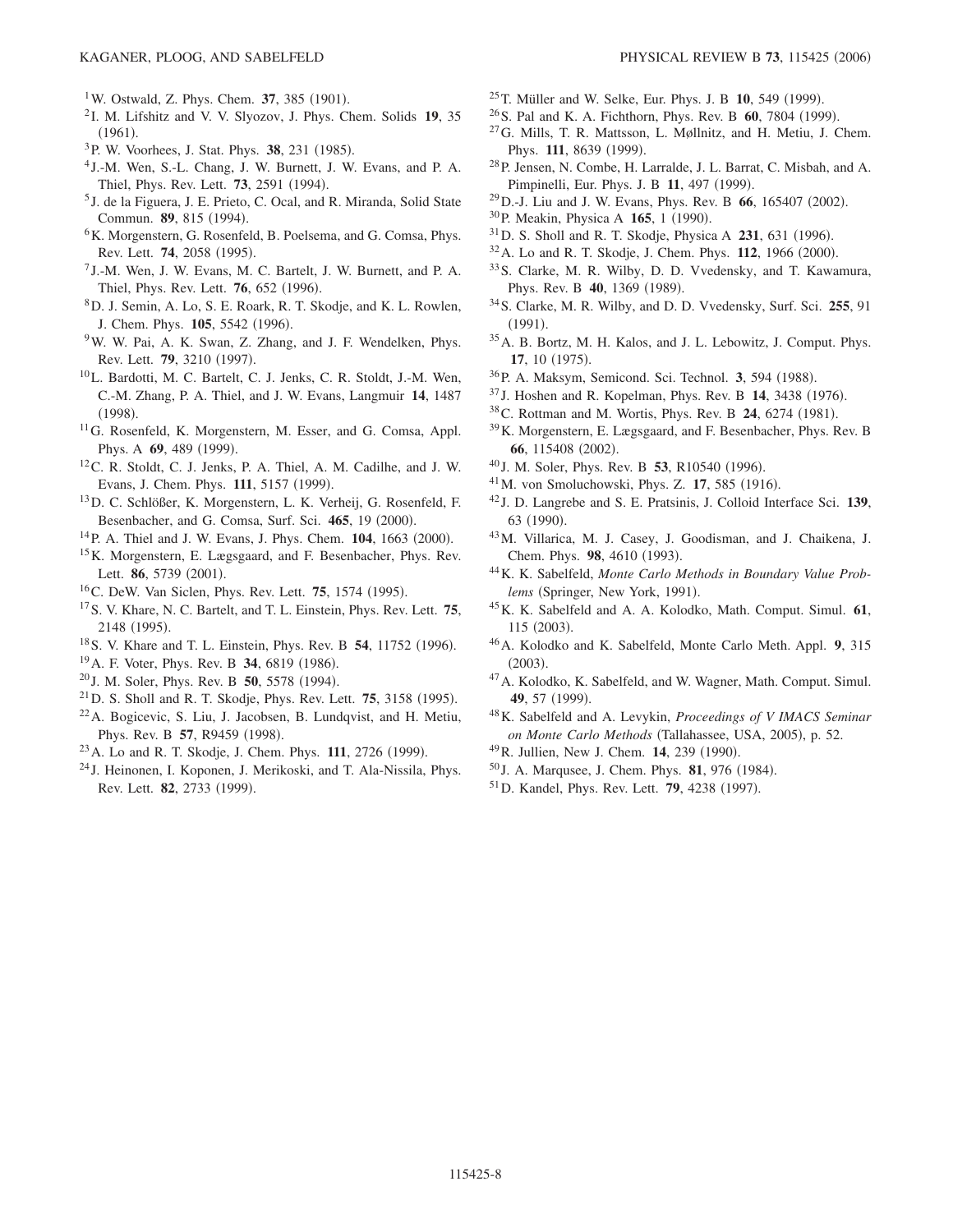[1] W. Ostwald, Z. Phys. Chem. **37**, 385 (1901).

[2] I. M. Lifshitz and V. V. Slyozov, J. Phys. Chem. Solids **19**, 35 (1961).

[3] P. W. Voorhees, J. Stat. Phys. **38**, 231 (1985).

[4] J.-M. Wen, S.-L. Chang, J. W. Burnett, J. W. Evans, and P. A. Thiel, Phys. Rev. Lett. **73**, 2591 (1994).

[5] J. de la Figuera, J. E. Prieto, C. Ocal, and R. Miranda, Solid State Commun. **89**, 815 (1994).

[6] K. Morgenstern, G. Rosenfeld, B. Poelsema, and G. Comsa, Phys. Rev. Lett. **74**, 2058 (1995).

[7] J.-M. Wen, J. W. Evans, M. C. Bartelt, J. W. Burnett, and P. A. Thiel, Phys. Rev. Lett. **76**, 652 (1996).

[8] D. J. Semin, A. Lo, S. E. Roark, R. T. Skodje, and K. L. Rowlen, J. Chem. Phys. **105**, 5542 (1996).

[9] W. W. Pai, A. K. Swan, Z. Zhang, and J. F. Wendelken, Phys. Rev. Lett. **79**, 3210 (1997).

[10] L. Bardotti, M. C. Bartelt, C. J. Jenks, C. R. Stoldt, J.-M. Wen, C.-M. Zhang, P. A. Thiel, and J. W. Evans, Langmuir **14**, 1487 (1998).

[11] G. Rosenfeld, K. Morgenstern, M. Esser, and G. Comsa, Appl. Phys. A **69**, 489 (1999).

[12] C. R. Stoldt, C. J. Jenks, P. A. Thiel, A. M. Cadilhe, and J. W. Evans, J. Chem. Phys. **111**, 5157 (1999).

[13] D. C. Schlößer, K. Morgenstern, L. K. Verheij, G. Rosenfeld, F. Besenbacher, and G. Comsa, Surf. Sci. **465**, 19 (2000).

[14] P. A. Thiel and J. W. Evans, J. Phys. Chem. **104**, 1663 (2000).

[15] K. Morgenstern, E. Lægsgaard, and F. Besenbacher, Phys. Rev. Lett. **86**, 5739 (2001).

[16] C. DeW. Van Siclen, Phys. Rev. Lett. **75**, 1574 (1995).

[17] S. V. Khare, N. C. Bartelt, and T. L. Einstein, Phys. Rev. Lett. **75**, 2148 (1995).

[18] S. V. Khare and T. L. Einstein, Phys. Rev. B **54**, 11752 (1996).

[19] A. F. Voter, Phys. Rev. B **34**, 6819 (1986).

[20] J. M. Soler, Phys. Rev. B **50**, 5578 (1994).

[21] D. S. Sholl and R. T. Skodje, Phys. Rev. Lett. **75**, 3158 (1995).

[22] A. Bogicevic, S. Liu, J. Jacobsen, B. Lundqvist, and H. Metiu, Phys. Rev. B **57**, R9459 (1998).

[23] A. Lo and R. T. Skodje, J. Chem. Phys. **111**, 2726 (1999).

[24] J. Heinonen, I. Koponen, J. Merikoski, and T. Ala-Nissila, Phys. Rev. Lett. **82**, 2733 (1999).

[25] T. Müller and W. Selke, Eur. Phys. J. B **10**, 549 (1999).

[26] S. Pal and K. A. Fichthorn, Phys. Rev. B **60**, 7804 (1999).

[27] G. Mills, T. R. Mattsson, L. Møllnitz, and H. Metiu, J. Chem. Phys. **111**, 8639 (1999).

[28] P. Jensen, N. Combe, H. Larralde, J. L. Barrat, C. Misbah, and A. Pimpinelli, Eur. Phys. J. B **11**, 497 (1999).

[29] D.-J. Liu and J. W. Evans, Phys. Rev. B **66**, 165407 (2002).

[30] P. Meakin, Physica A **165**, 1 (1990).

[31] D. S. Sholl and R. T. Skodje, Physica A **231**, 631 (1996).

[32] A. Lo and R. T. Skodje, J. Chem. Phys. **112**, 1966 (2000).

[33] S. Clarke, M. R. Wilby, D. D. Vvedensky, and T. Kawamura, Phys. Rev. B **40**, 1369 (1989).

[34] S. Clarke, M. R. Wilby, and D. D. Vvedensky, Surf. Sci. **255**, 91 (1991).

[35] A. B. Bortz, M. H. Kalos, and J. L. Lebowitz, J. Comput. Phys. **17**, 10 (1975).

[36] P. A. Maksym, Semicond. Sci. Technol. **3**, 594 (1988).

[37] J. Hoshen and R. Kopelman, Phys. Rev. B **14**, 3438 (1976).

[38] C. Rottman and M. Wortis, Phys. Rev. B **24**, 6274 (1981).

[39] K. Morgenstern, E. Lægsgaard, and F. Besenbacher, Phys. Rev. B **66**, 115408 (2002).

[40] J. M. Soler, Phys. Rev. B **53**, R10540 (1996).

[41] M. von Smoluchowski, Phys. Z. **17**, 585 (1916).

[42] J. D. Langrebe and S. E. Pratsinis, J. Colloid Interface Sci. **139**, 63 (1990).

[43] M. Villarica, M. J. Casey, J. Goodisman, and J. Chaikena, J. Chem. Phys. **98**, 4610 (1993).

[44] K. K. Sabelfeld, *Monte Carlo Methods in Boundary Value Problems* (Springer, New York, 1991).

[45] K. K. Sabelfeld and A. A. Kolodko, Math. Comput. Simul. **61**, 115 (2003).

[46] A. Kolodko and K. Sabelfeld, Monte Carlo Meth. Appl. **9**, 315 (2003).

[47] A. Kolodko, K. Sabelfeld, and W. Wagner, Math. Comput. Simul. **49**, 57 (1999).

[48] K. Sabelfeld and A. Levykin, *Proceedings of V IMACS Seminar on Monte Carlo Methods* (Tallahassee, USA, 2005), p. 52.

[49] R. Jullien, New J. Chem. **14**, 239 (1990).

[50] J. A. Marqusee, J. Chem. Phys. **81**, 976 (1984).

[51] D. Kandel, Phys. Rev. Lett. **79**, 4238 (1997).